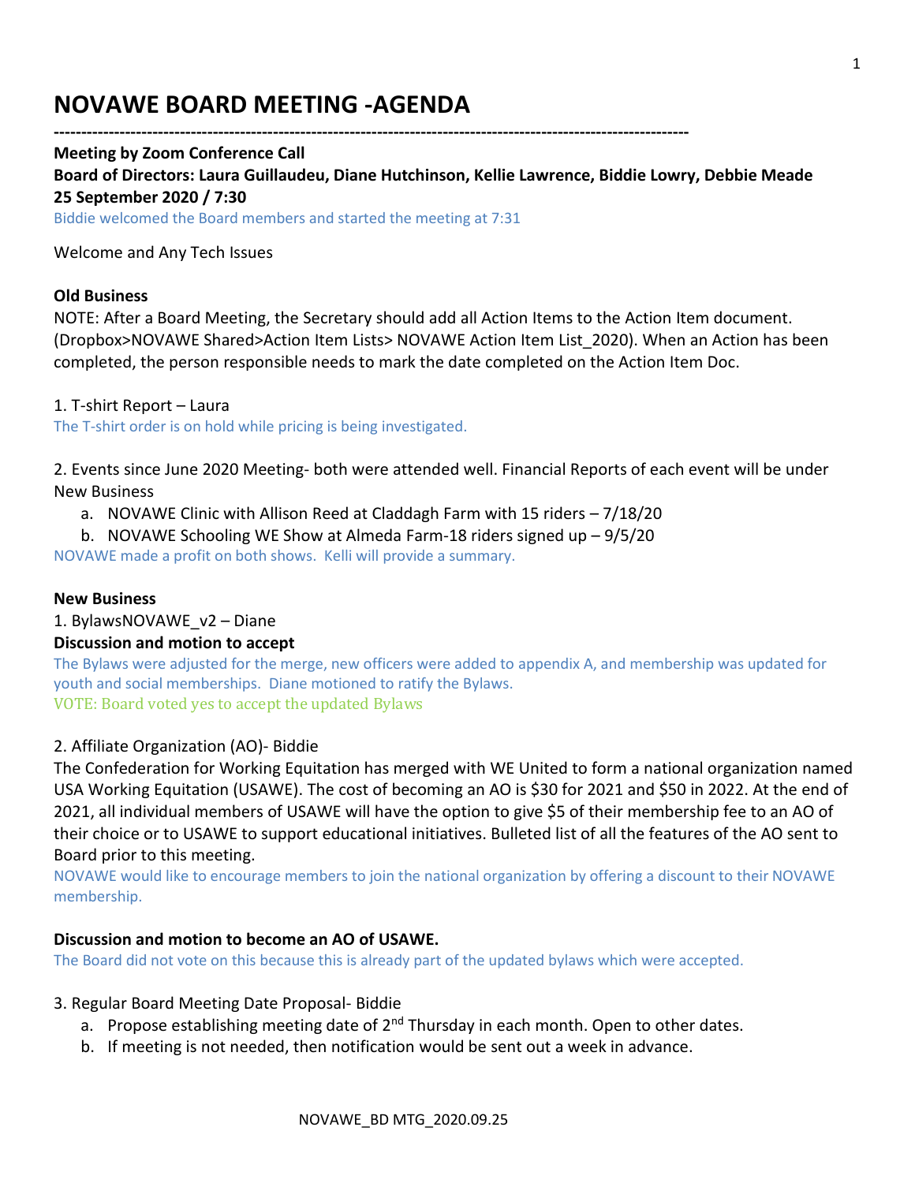# NOVAWE BOARD MEETING -AGENDA

---

**Meeting by Zoom Conference Call**
**Board of Directors: Laura Guillaudeu, Diane Hutchinson, Kellie Lawrence, Biddie Lowry, Debbie Meade**
**25 September 2020 / 7:30**
Biddie welcomed the Board members and started the meeting at 7:31

Welcome and Any Tech Issues

**Old Business**
NOTE: After a Board Meeting, the Secretary should add all Action Items to the Action Item document. (Dropbox>NOVAWE Shared>Action Item Lists> NOVAWE Action Item List_2020). When an Action has been completed, the person responsible needs to mark the date completed on the Action Item Doc.

1. T-shirt Report – Laura
The T-shirt order is on hold while pricing is being investigated.

2. Events since June 2020 Meeting- both were attended well. Financial Reports of each event will be under New Business
   a. NOVAWE Clinic with Allison Reed at Claddagh Farm with 15 riders – 7/18/20
   b. NOVAWE Schooling WE Show at Almeda Farm-18 riders signed up – 9/5/20

NOVAWE made a profit on both shows. Kelli will provide a summary.

**New Business**
1. BylawsNOVAWE_v2 – Diane
**Discussion and motion to accept**
The Bylaws were adjusted for the merge, new officers were added to appendix A, and membership was updated for youth and social memberships. Diane motioned to ratify the Bylaws.
VOTE: Board voted yes to accept the updated Bylaws

2. Affiliate Organization (AO)- Biddie
The Confederation for Working Equitation has merged with WE United to form a national organization named USA Working Equitation (USAWE). The cost of becoming an AO is $30 for 2021 and $50 in 2022. At the end of 2021, all individual members of USAWE will have the option to give $5 of their membership fee to an AO of their choice or to USAWE to support educational initiatives. Bulleted list of all the features of the AO sent to Board prior to this meeting.
NOVAWE would like to encourage members to join the national organization by offering a discount to their NOVAWE membership.

**Discussion and motion to become an AO of USAWE.**
The Board did not vote on this because this is already part of the updated bylaws which were accepted.

3. Regular Board Meeting Date Proposal- Biddie
   a. Propose establishing meeting date of 2nd Thursday in each month. Open to other dates.
   b. If meeting is not needed, then notification would be sent out a week in advance.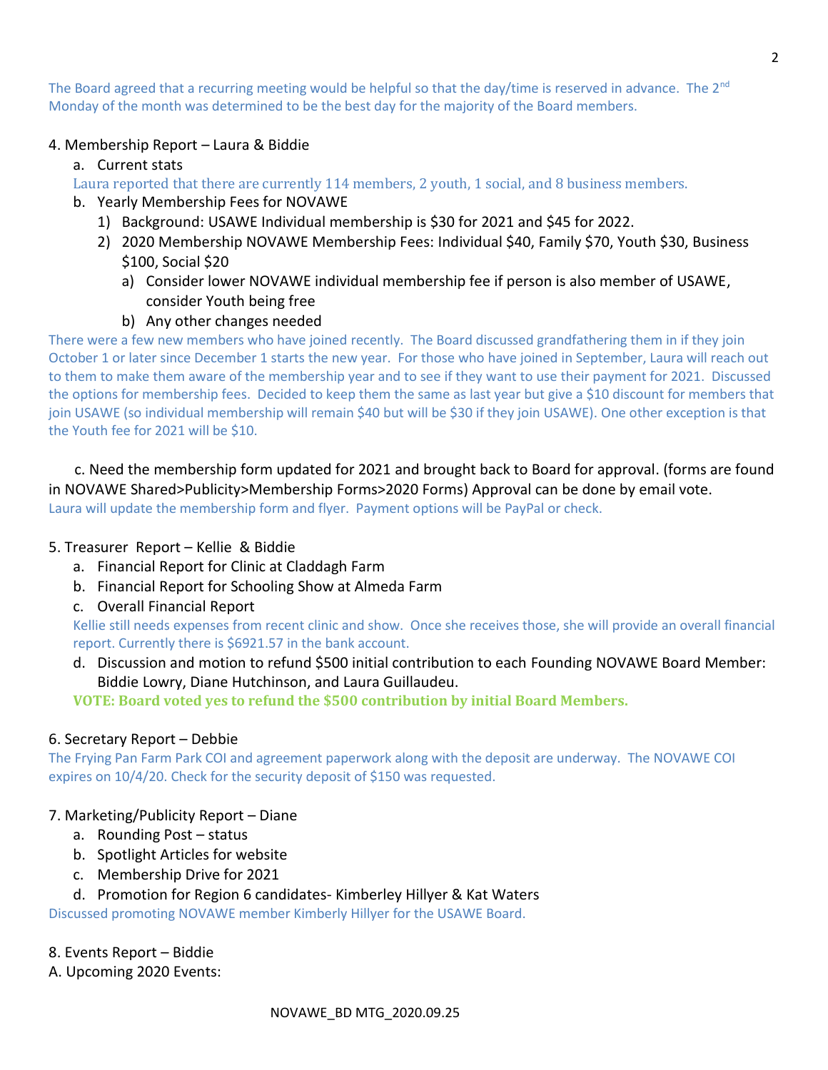The Board agreed that a recurring meeting would be helpful so that the day/time is reserved in advance. The 2nd Monday of the month was determined to be the best day for the majority of the Board members.

4. Membership Report – Laura & Biddie
   a. Current stats
   
   Laura reported that there are currently 114 members, 2 youth, 1 social, and 8 business members.
   
   b. Yearly Membership Fees for NOVAWE
      1) Background: USAWE Individual membership is $30 for 2021 and $45 for 2022.
      2) 2020 Membership NOVAWE Membership Fees: Individual $40, Family $70, Youth $30, Business $100, Social $20
         a) Consider lower NOVAWE individual membership fee if person is also member of USAWE, consider Youth being free
         b) Any other changes needed

There were a few new members who have joined recently. The Board discussed grandfathering them in if they join October 1 or later since December 1 starts the new year. For those who have joined in September, Laura will reach out to them to make them aware of the membership year and to see if they want to use their payment for 2021. Discussed the options for membership fees. Decided to keep them the same as last year but give a $10 discount for members that join USAWE (so individual membership will remain $40 but will be $30 if they join USAWE). One other exception is that the Youth fee for 2021 will be $10.

c. Need the membership form updated for 2021 and brought back to Board for approval. (forms are found in NOVAWE Shared>Publicity>Membership Forms>2020 Forms) Approval can be done by email vote.
Laura will update the membership form and flyer. Payment options will be PayPal or check.

5. Treasurer Report – Kellie & Biddie
   a. Financial Report for Clinic at Claddagh Farm
   b. Financial Report for Schooling Show at Almeda Farm
   c. Overall Financial Report
   
   Kellie still needs expenses from recent clinic and show. Once she receives those, she will provide an overall financial report. Currently there is $6921.57 in the bank account.
   
   d. Discussion and motion to refund $500 initial contribution to each Founding NOVAWE Board Member: Biddie Lowry, Diane Hutchinson, and Laura Guillaudeu.
   
   **VOTE: Board voted yes to refund the $500 contribution by initial Board Members.**

6. Secretary Report – Debbie

The Frying Pan Farm Park COI and agreement paperwork along with the deposit are underway. The NOVAWE COI expires on 10/4/20. Check for the security deposit of $150 was requested.

7. Marketing/Publicity Report – Diane
   a. Rounding Post – status
   b. Spotlight Articles for website
   c. Membership Drive for 2021
   d. Promotion for Region 6 candidates- Kimberley Hillyer & Kat Waters

Discussed promoting NOVAWE member Kimberly Hillyer for the USAWE Board.

8. Events Report – Biddie

A. Upcoming 2020 Events: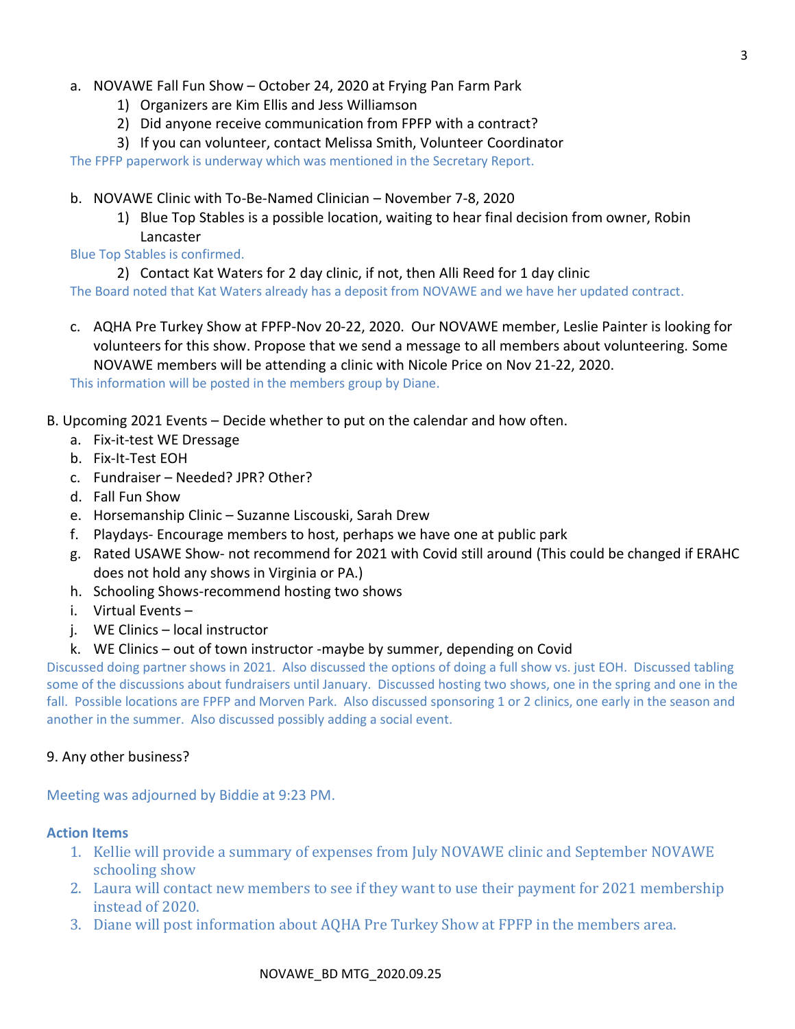a. NOVAWE Fall Fun Show – October 24, 2020 at Frying Pan Farm Park
    1) Organizers are Kim Ellis and Jess Williamson
    2) Did anyone receive communication from FPFP with a contract?
    3) If you can volunteer, contact Melissa Smith, Volunteer Coordinator

The FPFP paperwork is underway which was mentioned in the Secretary Report.

b. NOVAWE Clinic with To-Be-Named Clinician – November 7-8, 2020
    1) Blue Top Stables is a possible location, waiting to hear final decision from owner, Robin Lancaster

Blue Top Stables is confirmed.

    2) Contact Kat Waters for 2 day clinic, if not, then Alli Reed for 1 day clinic

The Board noted that Kat Waters already has a deposit from NOVAWE and we have her updated contract.

c. AQHA Pre Turkey Show at FPFP-Nov 20-22, 2020. Our NOVAWE member, Leslie Painter is looking for volunteers for this show. Propose that we send a message to all members about volunteering. Some NOVAWE members will be attending a clinic with Nicole Price on Nov 21-22, 2020.

This information will be posted in the members group by Diane.

B. Upcoming 2021 Events – Decide whether to put on the calendar and how often.

a. Fix-it-test WE Dressage
b. Fix-It-Test EOH
c. Fundraiser – Needed? JPR? Other?
d. Fall Fun Show
e. Horsemanship Clinic – Suzanne Liscouski, Sarah Drew
f. Playdays- Encourage members to host, perhaps we have one at public park
g. Rated USAWE Show- not recommend for 2021 with Covid still around (This could be changed if ERAHC does not hold any shows in Virginia or PA.)
h. Schooling Shows-recommend hosting two shows
i. Virtual Events –
j. WE Clinics – local instructor
k. WE Clinics – out of town instructor -maybe by summer, depending on Covid

Discussed doing partner shows in 2021. Also discussed the options of doing a full show vs. just EOH. Discussed tabling some of the discussions about fundraisers until January. Discussed hosting two shows, one in the spring and one in the fall. Possible locations are FPFP and Morven Park. Also discussed sponsoring 1 or 2 clinics, one early in the season and another in the summer. Also discussed possibly adding a social event.

9. Any other business?

Meeting was adjourned by Biddie at 9:23 PM.

**Action Items**

1. Kellie will provide a summary of expenses from July NOVAWE clinic and September NOVAWE schooling show
2. Laura will contact new members to see if they want to use their payment for 2021 membership instead of 2020.
3. Diane will post information about AQHA Pre Turkey Show at FPFP in the members area.

NOVAWE_BD MTG_2020.09.25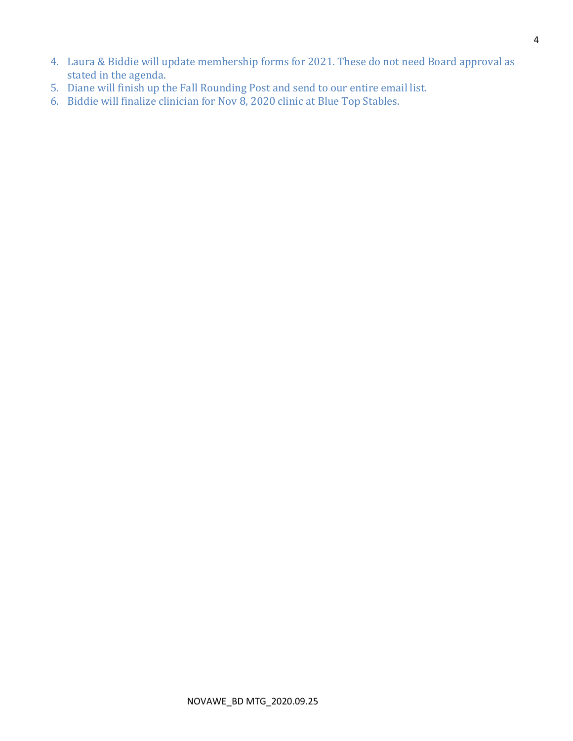4. Laura & Biddie will update membership forms for 2021. These do not need Board approval as stated in the agenda.
5. Diane will finish up the Fall Rounding Post and send to our entire email list.
6. Biddie will finalize clinician for Nov 8, 2020 clinic at Blue Top Stables.